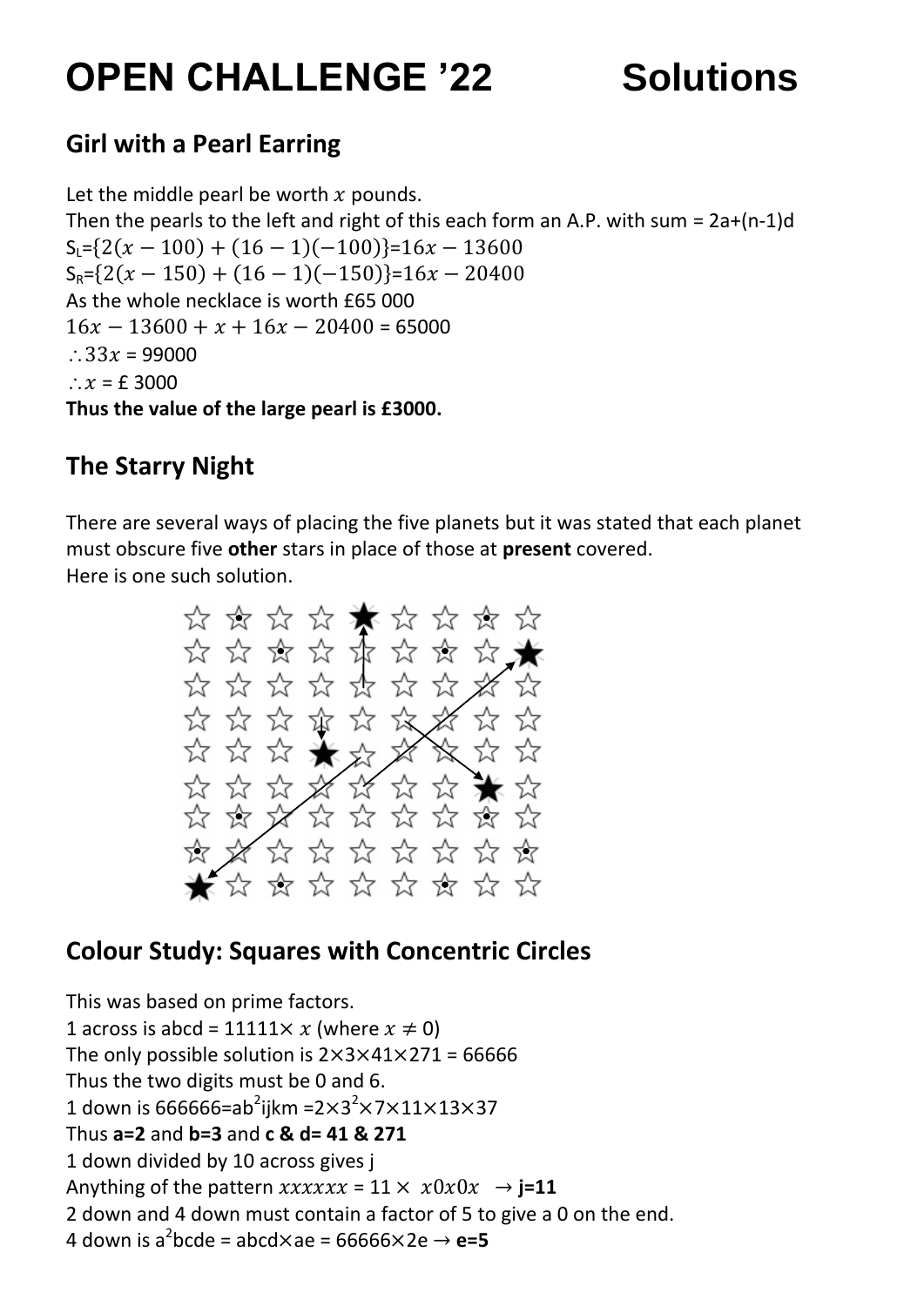# OPEN CHALLENGE '22 Solutions

## Girl with a Pearl Earring

Let the middle pearl be worth $x$ pounds.
Then the pearls to the left and right of this each form an A.P. with sum = 2a+(n-1)d
$S_L$={$2(x-100)+(16-1)(-100)$}=$16x-13600$
$S_R$={$2(x-150)+(16-1)(-150)$}=$16x-20400$
As the whole necklace is worth £65 000
$16x-13600+x+16x-20400$ = 65000
$\therefore 33x$ = 99000
$\therefore x$ = £ 3000
**Thus the value of the large pearl is £3000.**

## The Starry Night

There are several ways of placing the five planets but it was stated that each planet must obscure five **other** stars in place of those at **present** covered.
Here is one such solution.

## Colour Study: Squares with Concentric Circles

This was based on prime factors.
1 across is abcd = 11111× $x$ (where $x \neq 0$)
The only possible solution is 2×3×41×271 = 66666
Thus the two digits must be 0 and 6.
1 down is 666666=ab$^2$ijkm =2×3$^2$×7×11×13×37
Thus **a=2** and **b=3** and **c & d= 41 & 271**
1 down divided by 10 across gives j
Anything of the pattern $xxxxxx$ = 11 × $x0x0x$ → **j=11**
2 down and 4 down must contain a factor of 5 to give a 0 on the end.
4 down is a$^2$bcde = abcd×ae = 66666×2e → **e=5**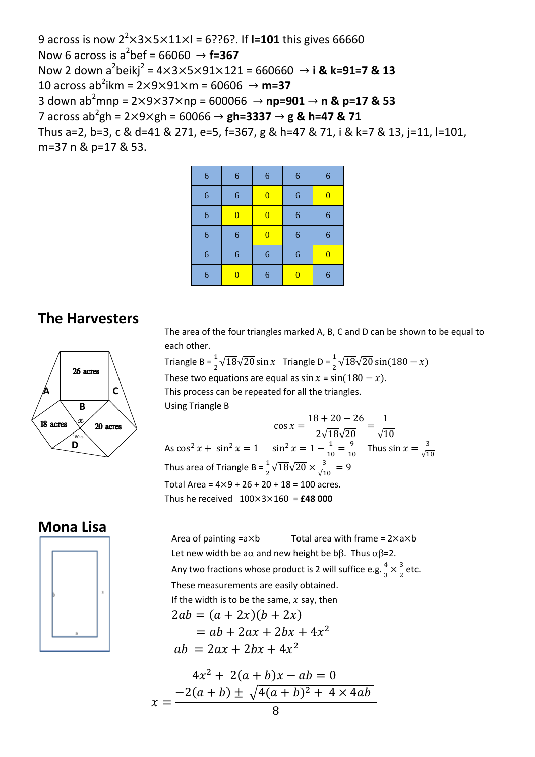9 across is now $2^2 \times 3 \times 5 \times 11 \times l$ = 6??6?. If **l=101** this gives 66660

Now 6 across is $a^2bef$ = 66060 → **f=367**

Now 2 down $a^2beikj^2 = 4 \times 3 \times 5 \times 91 \times 121$ = 660660 → **i & k=91=7 & 13**

10 across $ab^2ikm = 2 \times 9 \times 91 \times m$ = 60606 → **m=37**

3 down $ab^2mnp = 2 \times 9 \times 37 \times np$ = 600066 → **np=901** → **n & p=17 & 53**

7 across $ab^2gh = 2 \times 9 \times gh$ = 60066 → **gh=3337** → **g & h=47 & 71**

Thus a=2, b=3, c & d=41 & 271, e=5, f=367, g & h=47 & 71, i & k=7 & 13, j=11, l=101, m=37 n & p=17 & 53.

| | | | | |
|---|---|---|---|---|
| 6 | 6 | 6 | 6 | 6 |
| 6 | 6 | 0 | 6 | 0 |
| 6 | 0 | 0 | 6 | 6 |
| 6 | 6 | 0 | 6 | 6 |
| 6 | 6 | 6 | 6 | 0 |
| 6 | 0 | 6 | 0 | 6 |

## The Harvesters

26 acres, 18 acres, 20 acres, A, B, C, D, $x$, $180-x$

The area of the four triangles marked A, B, C and D can be shown to be equal to each other.

Triangle B = $\frac{1}{2}\sqrt{18}\sqrt{20}\sin x$  Triangle D = $\frac{1}{2}\sqrt{18}\sqrt{20}\sin(180-x)$

These two equations are equal as $\sin x = \sin(180-x)$.

This process can be repeated for all the triangles.

Using Triangle B

$$\cos x = \frac{18+20-26}{2\sqrt{18}\sqrt{20}} = \frac{1}{\sqrt{10}}$$

As $\cos^2 x + \sin^2 x = 1$  $\sin^2 x = 1 - \frac{1}{10} = \frac{9}{10}$  Thus $\sin x = \frac{3}{\sqrt{10}}$

Thus area of Triangle B = $\frac{1}{2}\sqrt{18}\sqrt{20} \times \frac{3}{\sqrt{10}} = 9$

Total Area = 4×9 + 26 + 20 + 18 = 100 acres.

Thus he received  100×3×160 = **£48 000**

## Mona Lisa

Area of painting =a×b  Total area with frame = 2×a×b

Let new width be aα and new height be bβ. Thus αβ=2.

Any two fractions whose product is 2 will suffice e.g. $\frac{4}{3} \times \frac{3}{2}$ etc.

These measurements are easily obtained.

If the width is to be the same, $x$ say, then

$$\begin{aligned} 2ab &= (a+2x)(b+2x) \\ &= ab + 2ax + 2bx + 4x^2 \\ ab &= 2ax + 2bx + 4x^2 \end{aligned}$$

$$4x^2 + 2(a+b)x - ab = 0$$

$$x = \frac{-2(a+b) \pm \sqrt{4(a+b)^2 + 4 \times 4ab}}{8}$$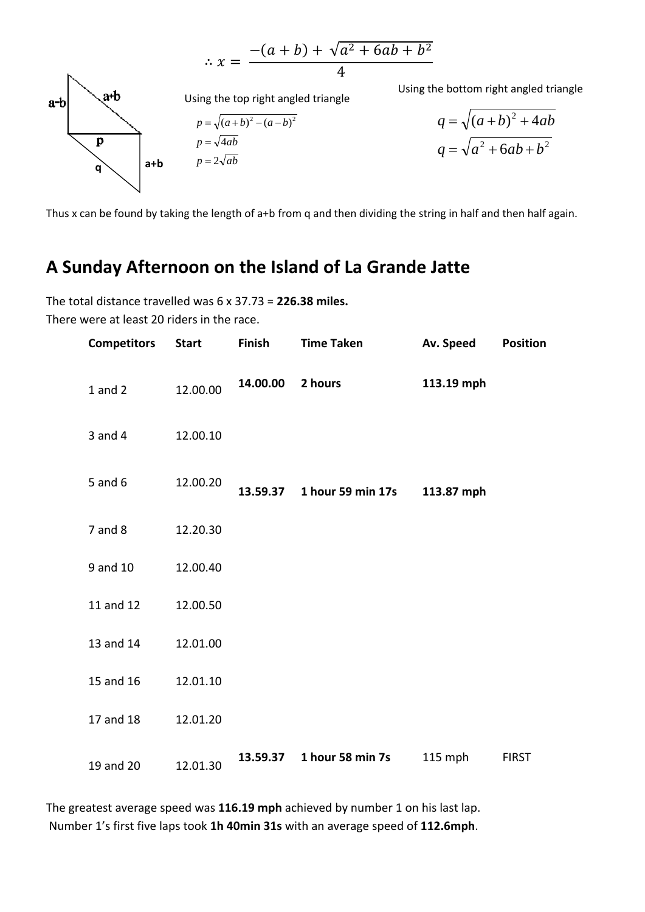$$\therefore x = \frac{-(a+b) + \sqrt{a^2 + 6ab + b^2}}{4}$$

a-b

a+b

p

q

a+b

Using the top right angled triangle

$$p = \sqrt{(a+b)^2 - (a-b)^2}$$
$$p = \sqrt{4ab}$$
$$p = 2\sqrt{ab}$$

Using the bottom right angled triangle

$$q = \sqrt{(a+b)^2 + 4ab}$$
$$q = \sqrt{a^2 + 6ab + b^2}$$

Thus x can be found by taking the length of a+b from q and then dividing the string in half and then half again.

## A Sunday Afternoon on the Island of La Grande Jatte

The total distance travelled was 6 x 37.73 = **226.38 miles.**
There were at least 20 riders in the race.

| Competitors | Start | Finish | Time Taken | Av. Speed | Position |
|---|---|---|---|---|---|
| 1 and 2 | 12.00.00 | **14.00.00** | **2 hours** | **113.19 mph** | |
| 3 and 4 | 12.00.10 | | | | |
| 5 and 6 | 12.00.20 | **13.59.37** | **1 hour 59 min 17s** | **113.87 mph** | |
| 7 and 8 | 12.20.30 | | | | |
| 9 and 10 | 12.00.40 | | | | |
| 11 and 12 | 12.00.50 | | | | |
| 13 and 14 | 12.01.00 | | | | |
| 15 and 16 | 12.01.10 | | | | |
| 17 and 18 | 12.01.20 | | | | |
| 19 and 20 | 12.01.30 | **13.59.37** | **1 hour 58 min 7s** | 115 mph | FIRST |

The greatest average speed was **116.19 mph** achieved by number 1 on his last lap.
Number 1's first five laps took **1h 40min 31s** with an average speed of **112.6mph**.